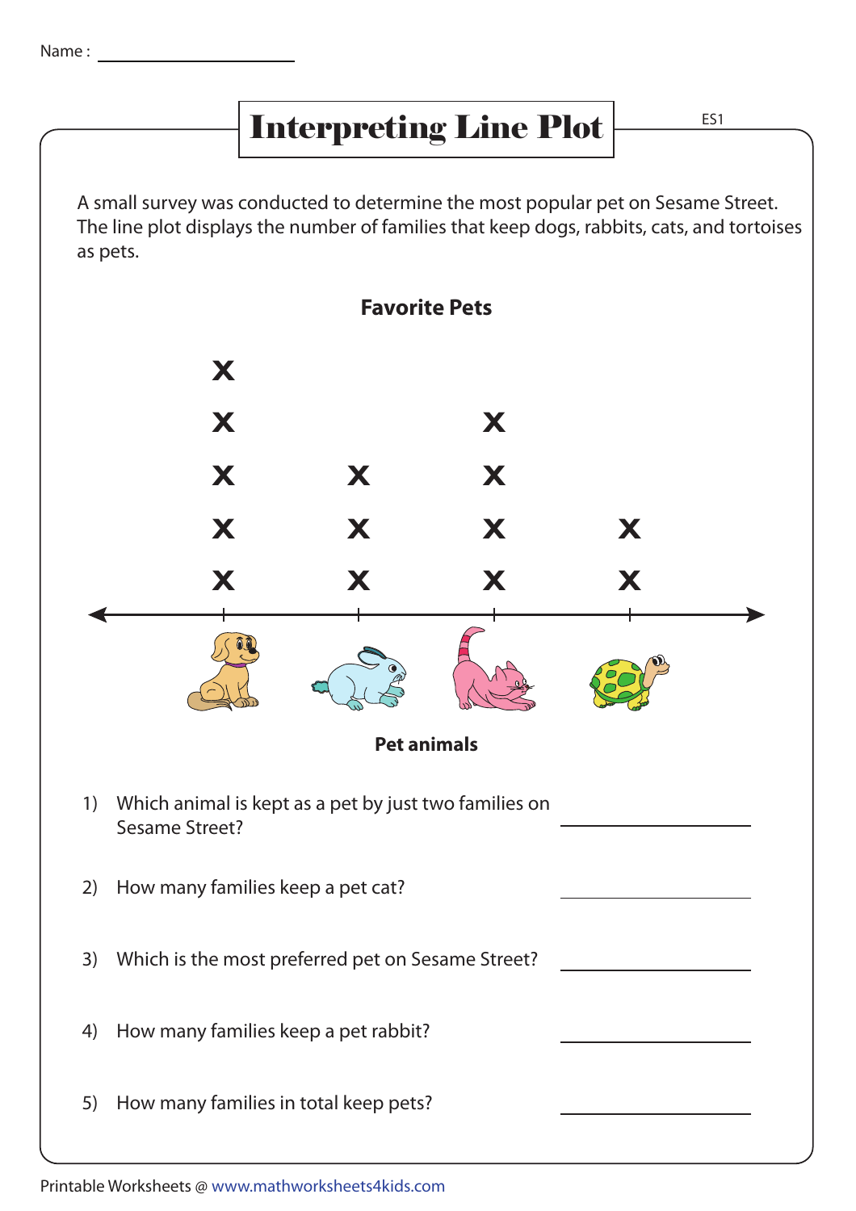Name : ____________________

# Interpreting Line Plot

ES1

A small survey was conducted to determine the most popular pet on Sesame Street. The line plot displays the number of families that keep dogs, rabbits, cats, and tortoises as pets.

**Favorite Pets**

| Dog | Rabbit | Cat | Tortoise |
|---|---|---|---|
| X | | | |
| X | | X | |
| X | X | X | |
| X | X | X | X |
| X | X | X | X |

**Pet animals**

1) Which animal is kept as a pet by just two families on Sesame Street? ____________

2) How many families keep a pet cat? ____________

3) Which is the most preferred pet on Sesame Street? ____________

4) How many families keep a pet rabbit? ____________

5) How many families in total keep pets? ____________

Printable Worksheets @ www.mathworksheets4kids.com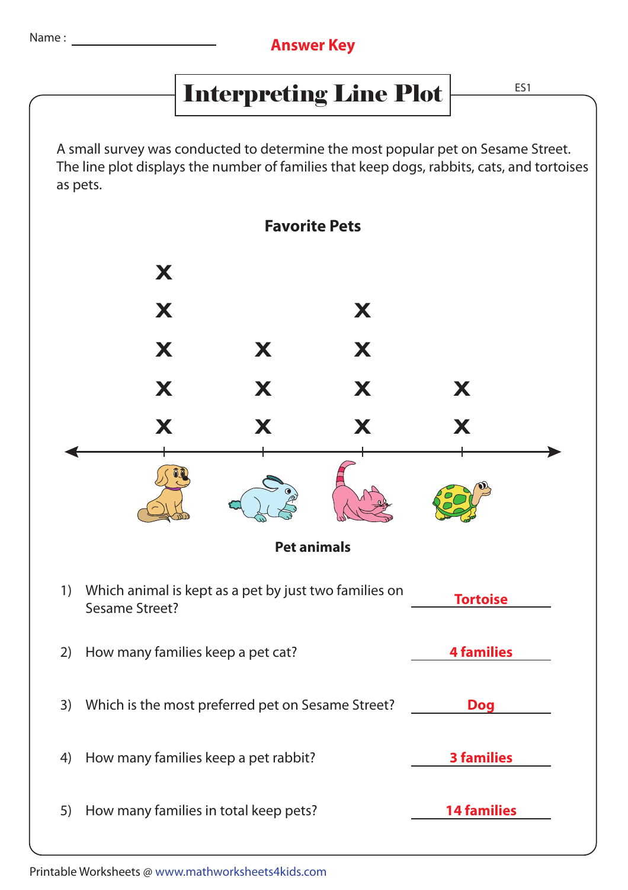Name : ____________________

**Answer Key**

# Interpreting Line Plot

ES1

A small survey was conducted to determine the most popular pet on Sesame Street. The line plot displays the number of families that keep dogs, rabbits, cats, and tortoises as pets.

**Favorite Pets**

**Pet animals**

1) Which animal is kept as a pet by just two families on Sesame Street? **Tortoise**

2) How many families keep a pet cat? **4 families**

3) Which is the most preferred pet on Sesame Street? **Dog**

4) How many families keep a pet rabbit? **3 families**

5) How many families in total keep pets? **14 families**

Printable Worksheets @ www.mathworksheets4kids.com